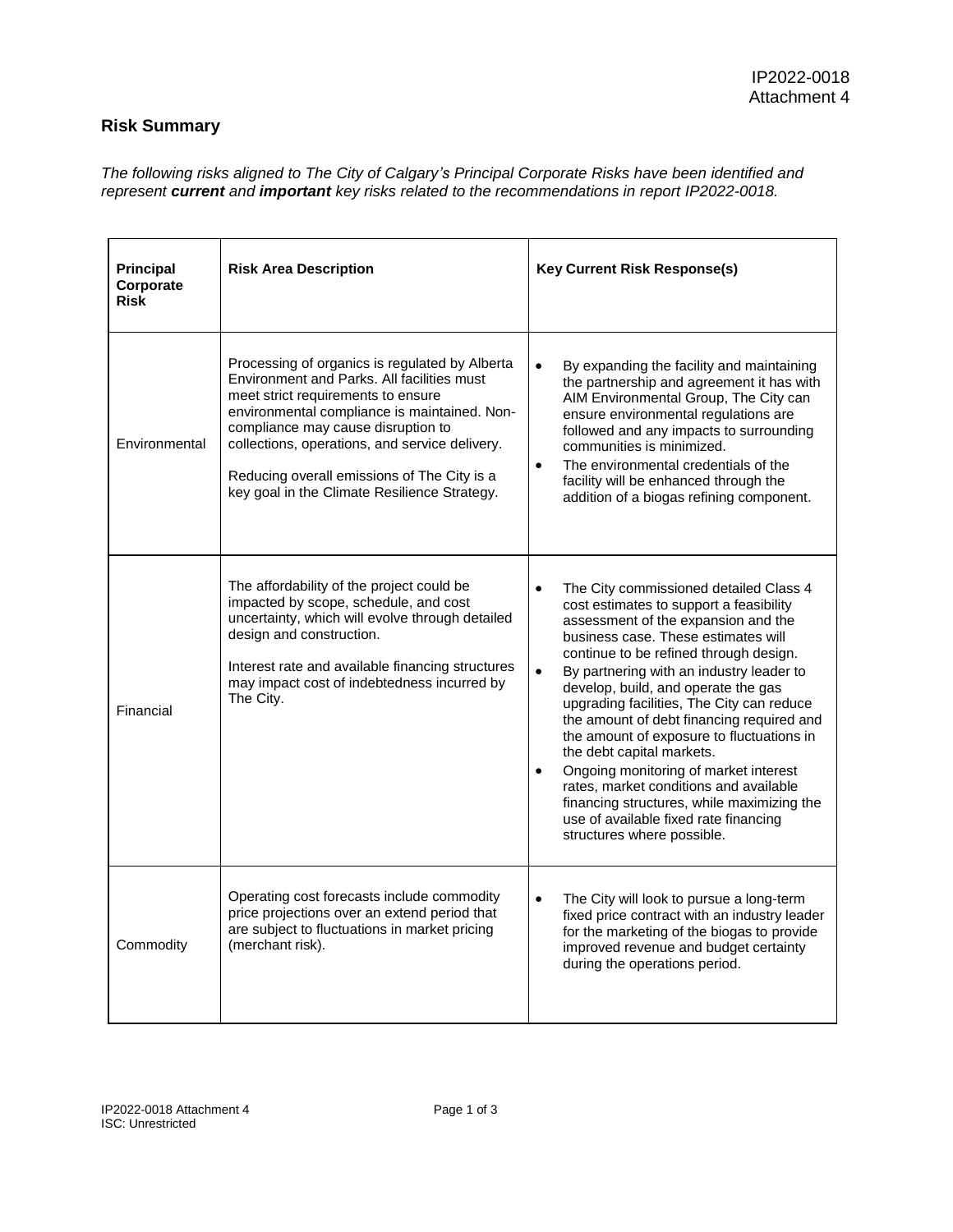IP2022-0018
Attachment 4

## Risk Summary

*The following risks aligned to The City of Calgary's Principal Corporate Risks have been identified and represent **current** and **important** key risks related to the recommendations in report IP2022-0018.*

| Principal Corporate Risk | Risk Area Description | Key Current Risk Response(s) |
|---|---|---|
| Environmental | Processing of organics is regulated by Alberta Environment and Parks. All facilities must meet strict requirements to ensure environmental compliance is maintained. Non-compliance may cause disruption to collections, operations, and service delivery.<br><br>Reducing overall emissions of The City is a key goal in the Climate Resilience Strategy. | • By expanding the facility and maintaining the partnership and agreement it has with AIM Environmental Group, The City can ensure environmental regulations are followed and any impacts to surrounding communities is minimized.<br>• The environmental credentials of the facility will be enhanced through the addition of a biogas refining component. |
| Financial | The affordability of the project could be impacted by scope, schedule, and cost uncertainty, which will evolve through detailed design and construction.<br><br>Interest rate and available financing structures may impact cost of indebtedness incurred by The City. | • The City commissioned detailed Class 4 cost estimates to support a feasibility assessment of the expansion and the business case. These estimates will continue to be refined through design.<br>• By partnering with an industry leader to develop, build, and operate the gas upgrading facilities, The City can reduce the amount of debt financing required and the amount of exposure to fluctuations in the debt capital markets.<br>• Ongoing monitoring of market interest rates, market conditions and available financing structures, while maximizing the use of available fixed rate financing structures where possible. |
| Commodity | Operating cost forecasts include commodity price projections over an extend period that are subject to fluctuations in market pricing (merchant risk). | • The City will look to pursue a long-term fixed price contract with an industry leader for the marketing of the biogas to provide improved revenue and budget certainty during the operations period. |

IP2022-0018 Attachment 4
ISC: Unrestricted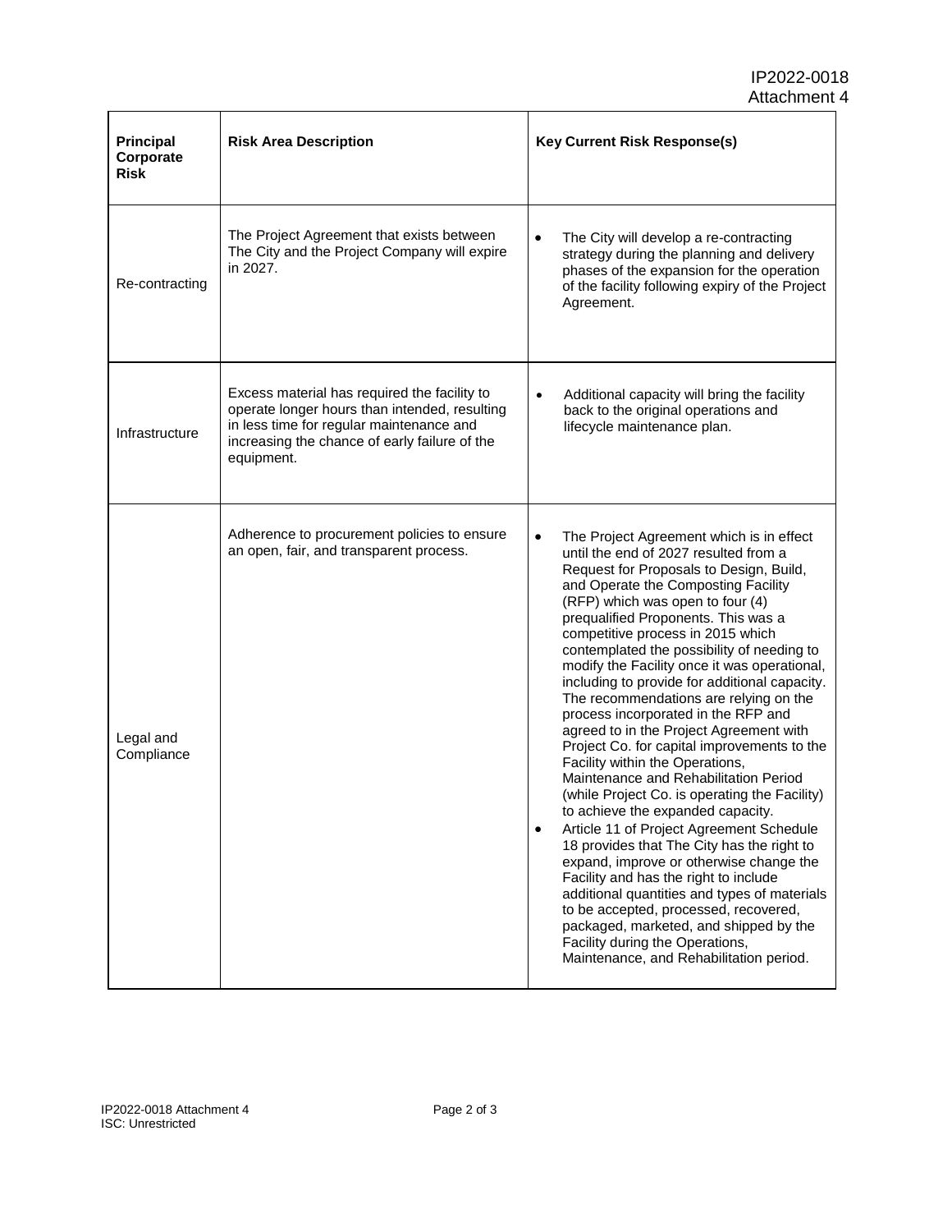| Principal Corporate Risk | Risk Area Description | Key Current Risk Response(s) |
|---|---|---|
| Re-contracting | The Project Agreement that exists between The City and the Project Company will expire in 2027. | • The City will develop a re-contracting strategy during the planning and delivery phases of the expansion for the operation of the facility following expiry of the Project Agreement. |
| Infrastructure | Excess material has required the facility to operate longer hours than intended, resulting in less time for regular maintenance and increasing the chance of early failure of the equipment. | • Additional capacity will bring the facility back to the original operations and lifecycle maintenance plan. |
| Legal and Compliance | Adherence to procurement policies to ensure an open, fair, and transparent process. | • The Project Agreement which is in effect until the end of 2027 resulted from a Request for Proposals to Design, Build, and Operate the Composting Facility (RFP) which was open to four (4) prequalified Proponents. This was a competitive process in 2015 which contemplated the possibility of needing to modify the Facility once it was operational, including to provide for additional capacity. The recommendations are relying on the process incorporated in the RFP and agreed to in the Project Agreement with Project Co. for capital improvements to the Facility within the Operations, Maintenance and Rehabilitation Period (while Project Co. is operating the Facility) to achieve the expanded capacity.<br>• Article 11 of Project Agreement Schedule 18 provides that The City has the right to expand, improve or otherwise change the Facility and has the right to include additional quantities and types of materials to be accepted, processed, recovered, packaged, marketed, and shipped by the Facility during the Operations, Maintenance, and Rehabilitation period. |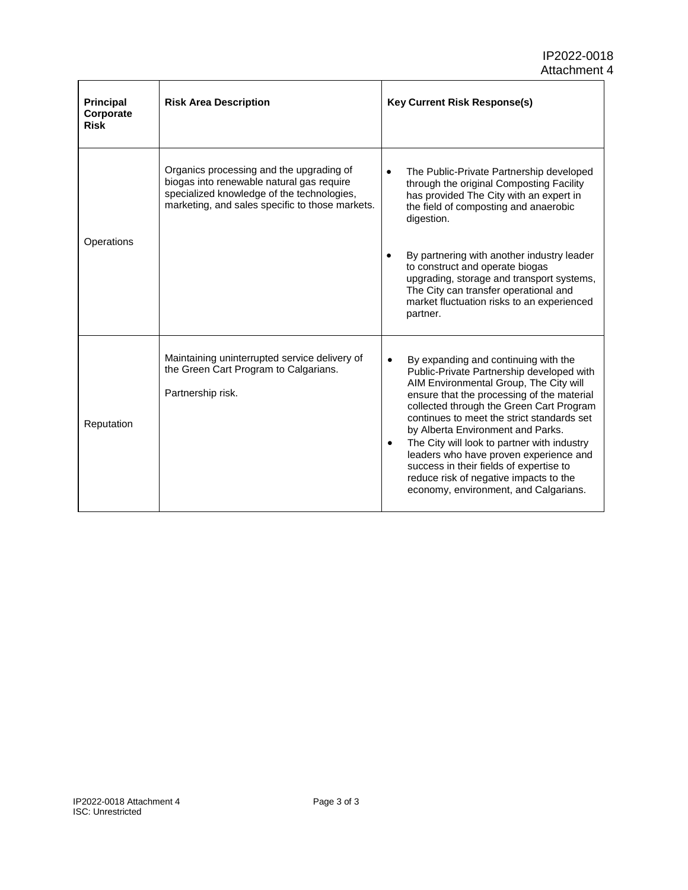| Principal Corporate Risk | Risk Area Description | Key Current Risk Response(s) |
|---|---|---|
| Operations | Organics processing and the upgrading of biogas into renewable natural gas require specialized knowledge of the technologies, marketing, and sales specific to those markets. | • The Public-Private Partnership developed through the original Composting Facility has provided The City with an expert in the field of composting and anaerobic digestion.<br><br>• By partnering with another industry leader to construct and operate biogas upgrading, storage and transport systems, The City can transfer operational and market fluctuation risks to an experienced partner. |
| Reputation | Maintaining uninterrupted service delivery of the Green Cart Program to Calgarians.<br><br>Partnership risk. | • By expanding and continuing with the Public-Private Partnership developed with AIM Environmental Group, The City will ensure that the processing of the material collected through the Green Cart Program continues to meet the strict standards set by Alberta Environment and Parks.<br>• The City will look to partner with industry leaders who have proven experience and success in their fields of expertise to reduce risk of negative impacts to the economy, environment, and Calgarians. |